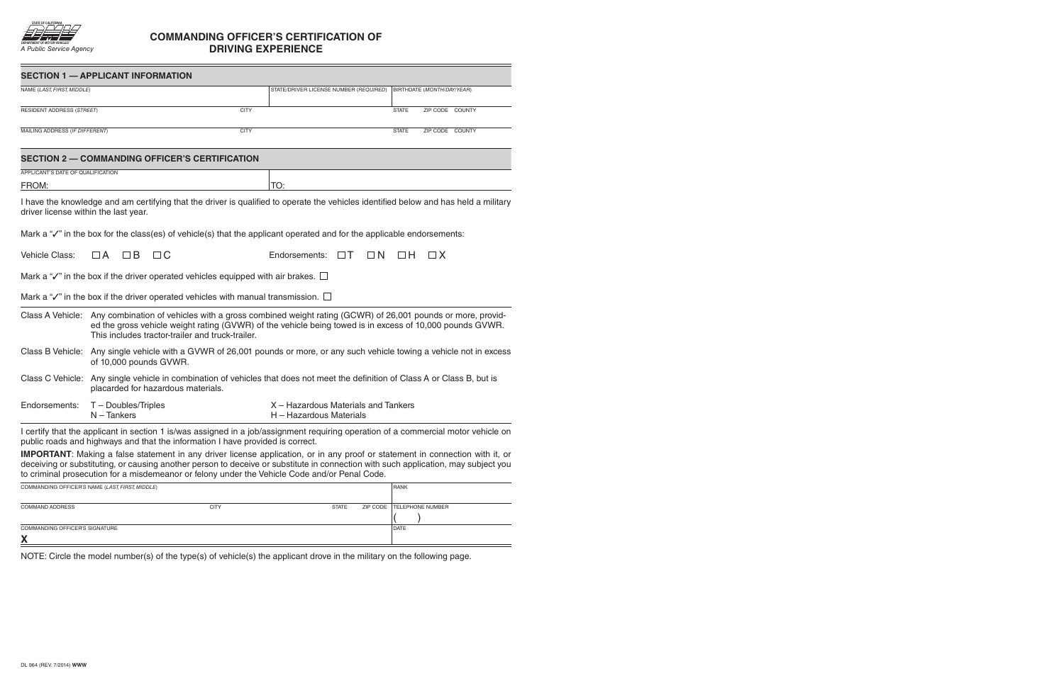STATE OF CALIFORNIA
DEPARTMENT OF MOTOR VEHICLES
*A Public Service Agency*

# COMMANDING OFFICER'S CERTIFICATION OF DRIVING EXPERIENCE

## SECTION 1 — APPLICANT INFORMATION

| NAME (*LAST, FIRST, MIDDLE*) | | STATE/DRIVER LICENSE NUMBER (*REQUIRED*) | BIRTHDATE (*MONTH/DAY/YEAR*) | | |
|---|---|---|---|---|---|
| | | | | | |
| RESIDENT ADDRESS (*STREET*) | CITY | | STATE | ZIP CODE | COUNTY |
| | | | | | |
| MAILING ADDRESS (*IF DIFFERENT*) | CITY | | STATE | ZIP CODE | COUNTY |
| | | | | | |

## SECTION 2 — COMMANDING OFFICER'S CERTIFICATION

| APPLICANT'S DATE OF QUALIFICATION | |
|---|---|
| FROM: | TO: |

I have the knowledge and am certifying that the driver is qualified to operate the vehicles identified below and has held a military driver license within the last year.

Mark a "✓" in the box for the class(es) of vehicle(s) that the applicant operated and for the applicable endorsements:

Vehicle Class: ☐ A ☐ B ☐ C Endorsements: ☐ T ☐ N ☐ H ☐ X

Mark a "✓" in the box if the driver operated vehicles equipped with air brakes. ☐

Mark a "✓" in the box if the driver operated vehicles with manual transmission. ☐

Class A Vehicle: Any combination of vehicles with a gross combined weight rating (GCWR) of 26,001 pounds or more, provided the gross vehicle weight rating (GVWR) of the vehicle being towed is in excess of 10,000 pounds GVWR. This includes tractor-trailer and truck-trailer.

Class B Vehicle: Any single vehicle with a GVWR of 26,001 pounds or more, or any such vehicle towing a vehicle not in excess of 10,000 pounds GVWR.

Class C Vehicle: Any single vehicle in combination of vehicles that does not meet the definition of Class A or Class B, but is placarded for hazardous materials.

Endorsements:
- T – Doubles/Triples
- N – Tankers
- X – Hazardous Materials and Tankers
- H – Hazardous Materials

I certify that the applicant in section 1 is/was assigned in a job/assignment requiring operation of a commercial motor vehicle on public roads and highways and that the information I have provided is correct.

**IMPORTANT**: Making a false statement in any driver license application, or in any proof or statement in connection with it, or deceiving or substituting, or causing another person to deceive or substitute in connection with such application, may subject you to criminal prosecution for a misdemeanor or felony under the Vehicle Code and/or Penal Code.

| COMMANDING OFFICER'S NAME (*LAST, FIRST, MIDDLE*) | | | | RANK |
|---|---|---|---|---|
| | | | | |
| COMMAND ADDRESS | CITY | STATE | ZIP CODE | TELEPHONE NUMBER |
| | | | | ( ) |
| COMMANDING OFFICER'S SIGNATURE | | | | DATE |
| **X** | | | | |

NOTE: Circle the model number(s) of the type(s) of vehicle(s) the applicant drove in the military on the following page.

DL 964 (REV. 7/2014) **WWW**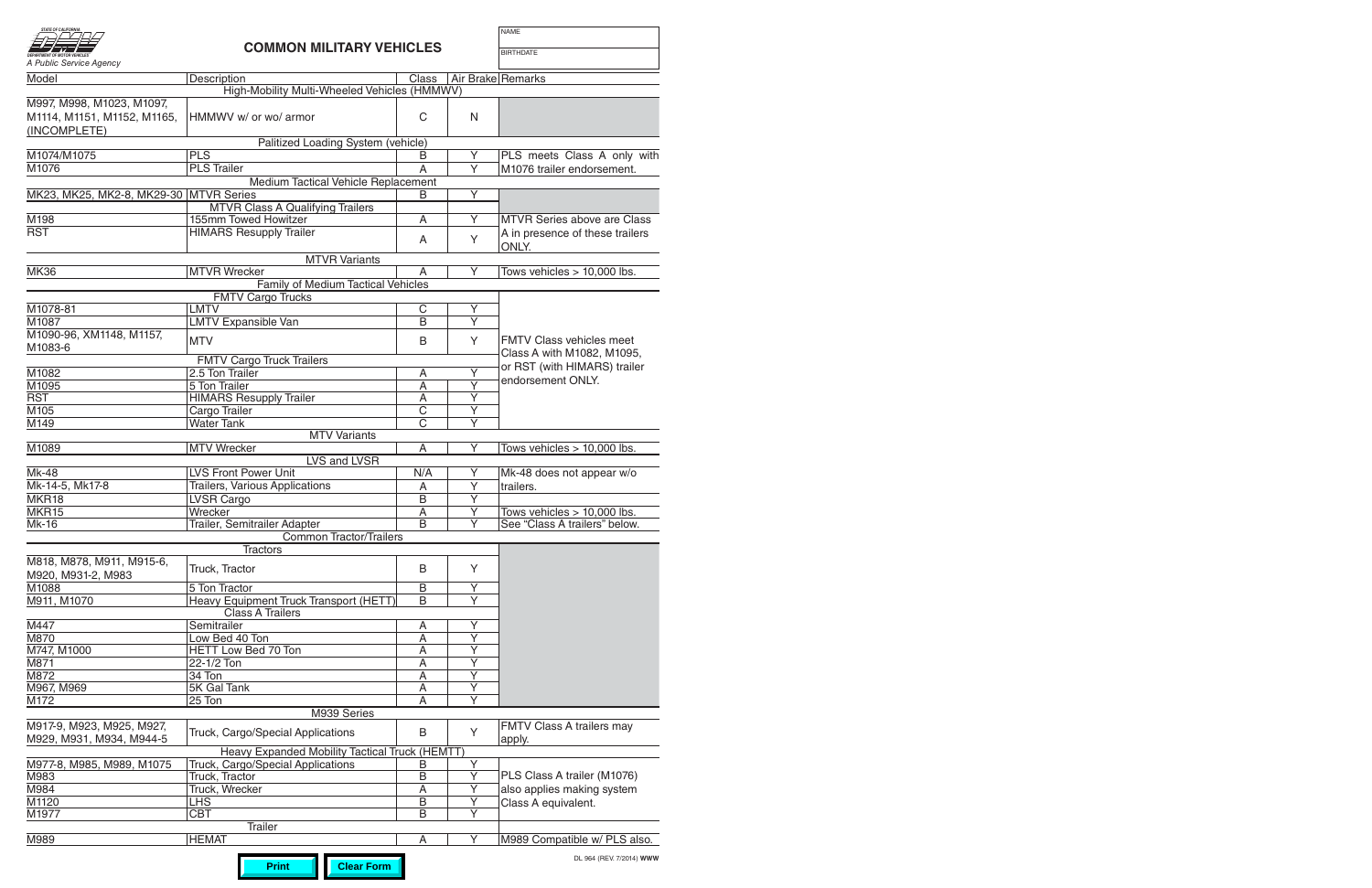STATE OF CALIFORNIA
DEPARTMENT OF MOTOR VEHICLES
*A Public Service Agency*

# COMMON MILITARY VEHICLES

NAME

BIRTHDATE

| Model | Description | Class | Air Brake | Remarks |
|---|---|---|---|---|
| | High-Mobility Multi-Wheeled Vehicles (HMMWV) | | | |
| M997, M998, M1023, M1097, M1114, M1151, M1152, M1165, (INCOMPLETE) | HMMWV w/ or wo/ armor | C | N | |
| | Palitized Loading System (vehicle) | | | |
| M1074/M1075 | PLS | B | Y | PLS meets Class A only with |
| M1076 | PLS Trailer | A | Y | M1076 trailer endorsement. |
| | Medium Tactical Vehicle Replacement | | | |
| MK23, MK25, MK2-8, MK29-30 | MTVR Series | B | Y | |
| | MTVR Class A Qualifying Trailers | | | |
| M198 | 155mm Towed Howitzer | A | Y | MTVR Series above are Class |
| RST | HIMARS Resupply Trailer | A | Y | A in presence of these trailers ONLY. |
| | MTVR Variants | | | |
| MK36 | MTVR Wrecker | A | Y | Tows vehicles > 10,000 lbs. |
| | Family of Medium Tactical Vehicles | | | |
| | FMTV Cargo Trucks | | | |
| M1078-81 | LMTV | C | Y | |
| M1087 | LMTV Expansible Van | B | Y | |
| M1090-96, XM1148, M1157, M1083-6 | MTV | B | Y | FMTV Class vehicles meet |
| | FMTV Cargo Truck Trailers | | | Class A with M1082, M1095, |
| M1082 | 2.5 Ton Trailer | A | Y | or RST (with HIMARS) trailer |
| M1095 | 5 Ton Trailer | A | Y | endorsement ONLY. |
| RST | HIMARS Resupply Trailer | A | Y | |
| M105 | Cargo Trailer | C | Y | |
| M149 | Water Tank | C | Y | |
| | MTV Variants | | | |
| M1089 | MTV Wrecker | A | Y | Tows vehicles > 10,000 lbs. |
| | LVS and LVSR | | | |
| Mk-48 | LVS Front Power Unit | N/A | Y | Mk-48 does not appear w/o |
| Mk-14-5, Mk17-8 | Trailers, Various Applications | A | Y | trailers. |
| MKR18 | LVSR Cargo | B | Y | |
| MKR15 | Wrecker | A | Y | Tows vehicles > 10,000 lbs. |
| Mk-16 | Trailer, Semitrailer Adapter | B | Y | See "Class A trailers" below. |
| | Common Tractor/Trailers | | | |
| | Tractors | | | |
| M818, M878, M911, M915-6, M920, M931-2, M983 | Truck, Tractor | B | Y | |
| M1088 | 5 Ton Tractor | B | Y | |
| M911, M1070 | Heavy Equipment Truck Transport (HETT) | B | Y | |
| | Class A Trailers | | | |
| M447 | Semitrailer | A | Y | |
| M870 | Low Bed 40 Ton | A | Y | |
| M747, M1000 | HETT Low Bed 70 Ton | A | Y | |
| M871 | 22-1/2 Ton | A | Y | |
| M872 | 34 Ton | A | Y | |
| M967, M969 | 5K Gal Tank | A | Y | |
| M172 | 25 Ton | A | Y | |
| | M939 Series | | | |
| M917-9, M923, M925, M927, M929, M931, M934, M944-5 | Truck, Cargo/Special Applications | B | Y | FMTV Class A trailers may apply. |
| | Heavy Expanded Mobility Tactical Truck (HEMTT) | | | |
| M977-8, M985, M989, M1075 | Truck, Cargo/Special Applications | B | Y | |
| M983 | Truck, Tractor | B | Y | PLS Class A trailer (M1076) |
| M984 | Truck, Wrecker | A | Y | also applies making system |
| M1120 | LHS | B | Y | Class A equivalent. |
| M1977 | CBT | B | Y | |
| | Trailer | | | |
| M989 | HEMAT | A | Y | M989 Compatible w/ PLS also. |

Print | Clear Form

DL 964 (REV. 7/2014) WWW